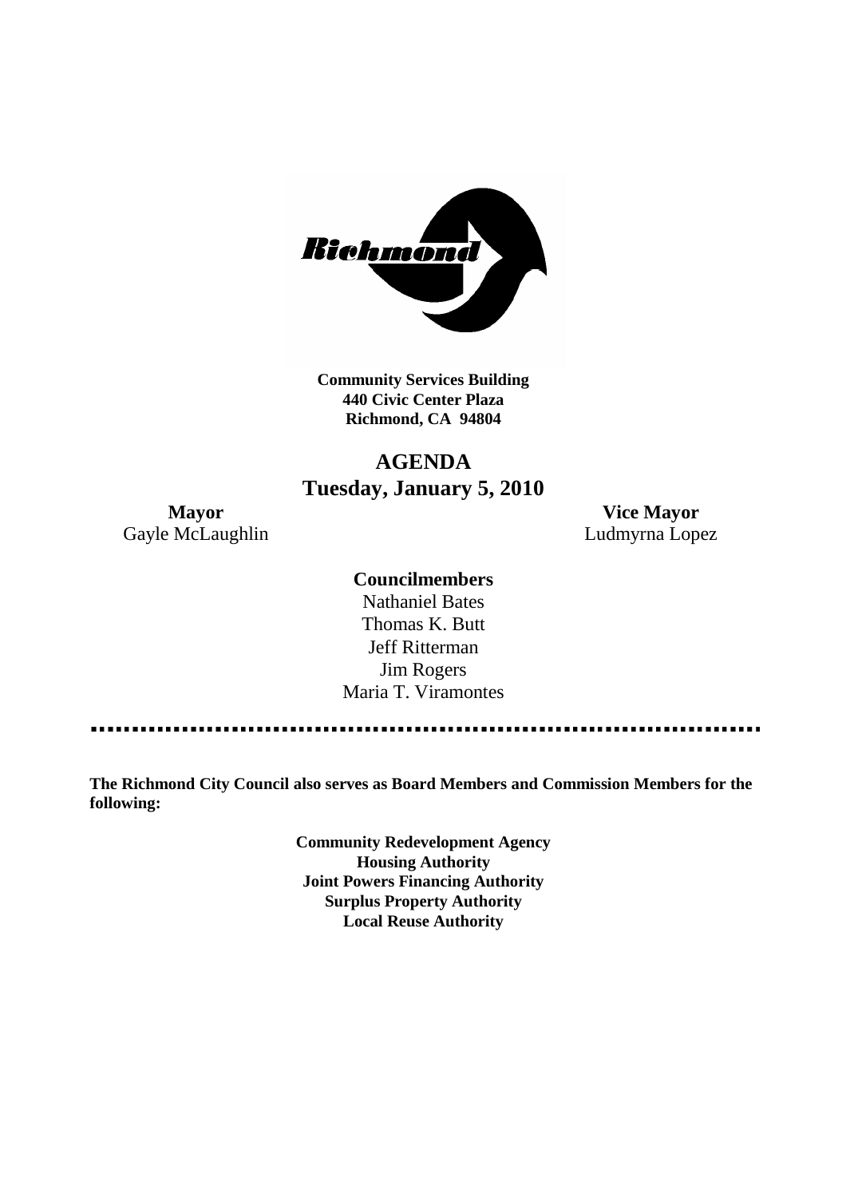**Community Services Building**
**440 Civic Center Plaza**
**Richmond, CA 94804**

# AGENDA
## Tuesday, January 5, 2010

**Mayor**
Gayle McLaughlin

**Vice Mayor**
Ludmyrna Lopez

**Councilmembers**
Nathaniel Bates
Thomas K. Butt
Jeff Ritterman
Jim Rogers
Maria T. Viramontes

---

**The Richmond City Council also serves as Board Members and Commission Members for the following:**

**Community Redevelopment Agency**
**Housing Authority**
**Joint Powers Financing Authority**
**Surplus Property Authority**
**Local Reuse Authority**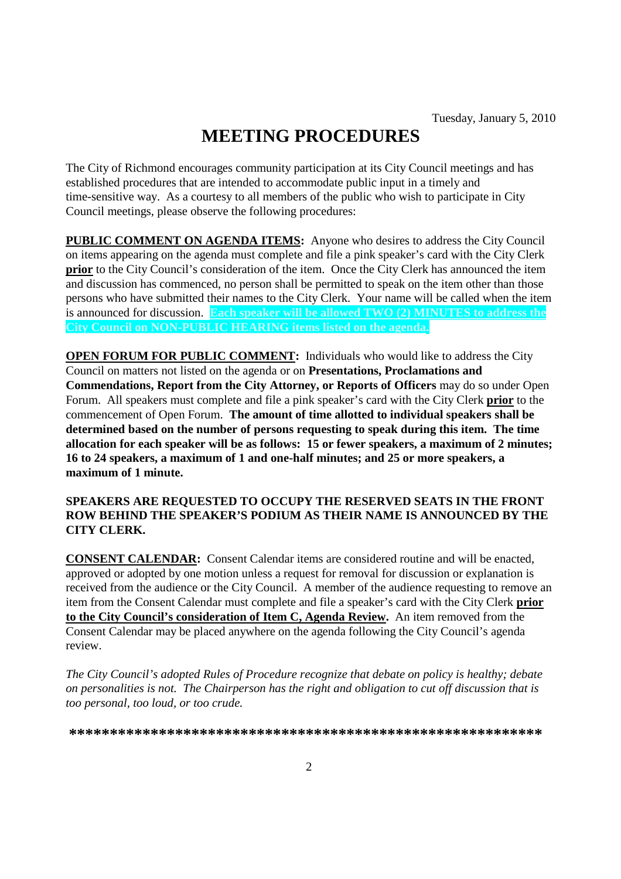Tuesday, January 5, 2010

# MEETING PROCEDURES

The City of Richmond encourages community participation at its City Council meetings and has established procedures that are intended to accommodate public input in a timely and time-sensitive way. As a courtesy to all members of the public who wish to participate in City Council meetings, please observe the following procedures:

**PUBLIC COMMENT ON AGENDA ITEMS:** Anyone who desires to address the City Council on items appearing on the agenda must complete and file a pink speaker's card with the City Clerk **prior** to the City Council's consideration of the item. Once the City Clerk has announced the item and discussion has commenced, no person shall be permitted to speak on the item other than those persons who have submitted their names to the City Clerk. Your name will be called when the item is announced for discussion. **Each speaker will be allowed TWO (2) MINUTES to address the City Council on NON-PUBLIC HEARING items listed on the agenda.**

**OPEN FORUM FOR PUBLIC COMMENT:** Individuals who would like to address the City Council on matters not listed on the agenda or on **Presentations, Proclamations and Commendations, Report from the City Attorney, or Reports of Officers** may do so under Open Forum. All speakers must complete and file a pink speaker's card with the City Clerk **prior** to the commencement of Open Forum. **The amount of time allotted to individual speakers shall be determined based on the number of persons requesting to speak during this item. The time allocation for each speaker will be as follows: 15 or fewer speakers, a maximum of 2 minutes; 16 to 24 speakers, a maximum of 1 and one-half minutes; and 25 or more speakers, a maximum of 1 minute.**

**SPEAKERS ARE REQUESTED TO OCCUPY THE RESERVED SEATS IN THE FRONT ROW BEHIND THE SPEAKER'S PODIUM AS THEIR NAME IS ANNOUNCED BY THE CITY CLERK.**

**CONSENT CALENDAR:** Consent Calendar items are considered routine and will be enacted, approved or adopted by one motion unless a request for removal for discussion or explanation is received from the audience or the City Council. A member of the audience requesting to remove an item from the Consent Calendar must complete and file a speaker's card with the City Clerk **prior to the City Council's consideration of Item C, Agenda Review.** An item removed from the Consent Calendar may be placed anywhere on the agenda following the City Council's agenda review.

*The City Council's adopted Rules of Procedure recognize that debate on policy is healthy; debate on personalities is not. The Chairperson has the right and obligation to cut off discussion that is too personal, too loud, or too crude.*

***************************************************************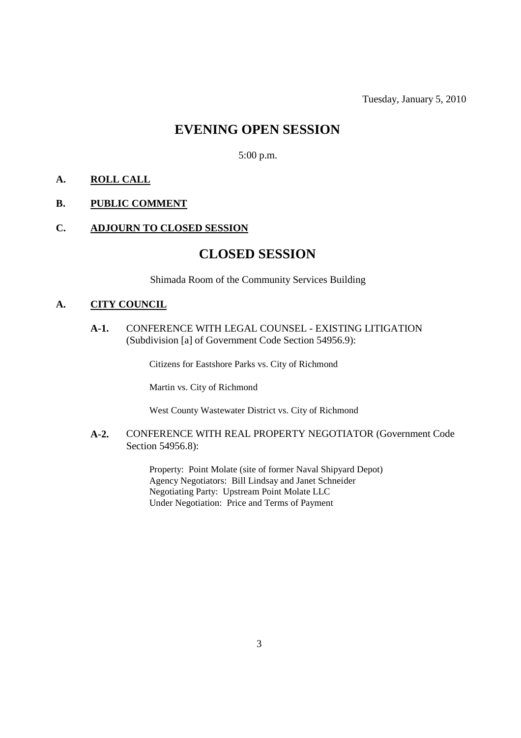Tuesday, January 5, 2010

# EVENING OPEN SESSION

5:00 p.m.

**A. ROLL CALL**

**B. PUBLIC COMMENT**

**C. ADJOURN TO CLOSED SESSION**

# CLOSED SESSION

Shimada Room of the Community Services Building

**A. CITY COUNCIL**

**A-1.** CONFERENCE WITH LEGAL COUNSEL - EXISTING LITIGATION (Subdivision [a] of Government Code Section 54956.9):

Citizens for Eastshore Parks vs. City of Richmond

Martin vs. City of Richmond

West County Wastewater District vs. City of Richmond

**A-2.** CONFERENCE WITH REAL PROPERTY NEGOTIATOR (Government Code Section 54956.8):

Property: Point Molate (site of former Naval Shipyard Depot)
Agency Negotiators: Bill Lindsay and Janet Schneider
Negotiating Party: Upstream Point Molate LLC
Under Negotiation: Price and Terms of Payment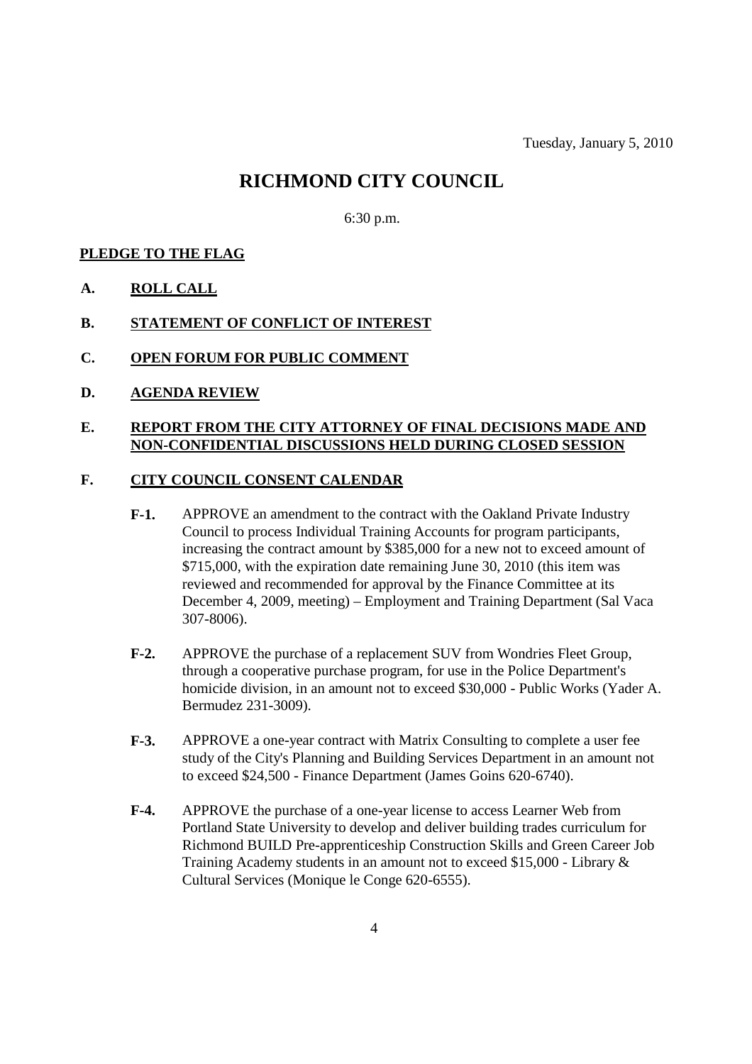Tuesday, January 5, 2010

# RICHMOND CITY COUNCIL

6:30 p.m.

**PLEDGE TO THE FLAG**

**A. ROLL CALL**

**B. STATEMENT OF CONFLICT OF INTEREST**

**C. OPEN FORUM FOR PUBLIC COMMENT**

**D. AGENDA REVIEW**

**E. REPORT FROM THE CITY ATTORNEY OF FINAL DECISIONS MADE AND NON-CONFIDENTIAL DISCUSSIONS HELD DURING CLOSED SESSION**

**F. CITY COUNCIL CONSENT CALENDAR**

**F-1.** APPROVE an amendment to the contract with the Oakland Private Industry Council to process Individual Training Accounts for program participants, increasing the contract amount by $385,000 for a new not to exceed amount of $715,000, with the expiration date remaining June 30, 2010 (this item was reviewed and recommended for approval by the Finance Committee at its December 4, 2009, meeting) – Employment and Training Department (Sal Vaca 307-8006).

**F-2.** APPROVE the purchase of a replacement SUV from Wondries Fleet Group, through a cooperative purchase program, for use in the Police Department's homicide division, in an amount not to exceed $30,000 - Public Works (Yader A. Bermudez 231-3009).

**F-3.** APPROVE a one-year contract with Matrix Consulting to complete a user fee study of the City's Planning and Building Services Department in an amount not to exceed $24,500 - Finance Department (James Goins 620-6740).

**F-4.** APPROVE the purchase of a one-year license to access Learner Web from Portland State University to develop and deliver building trades curriculum for Richmond BUILD Pre-apprenticeship Construction Skills and Green Career Job Training Academy students in an amount not to exceed $15,000 - Library & Cultural Services (Monique le Conge 620-6555).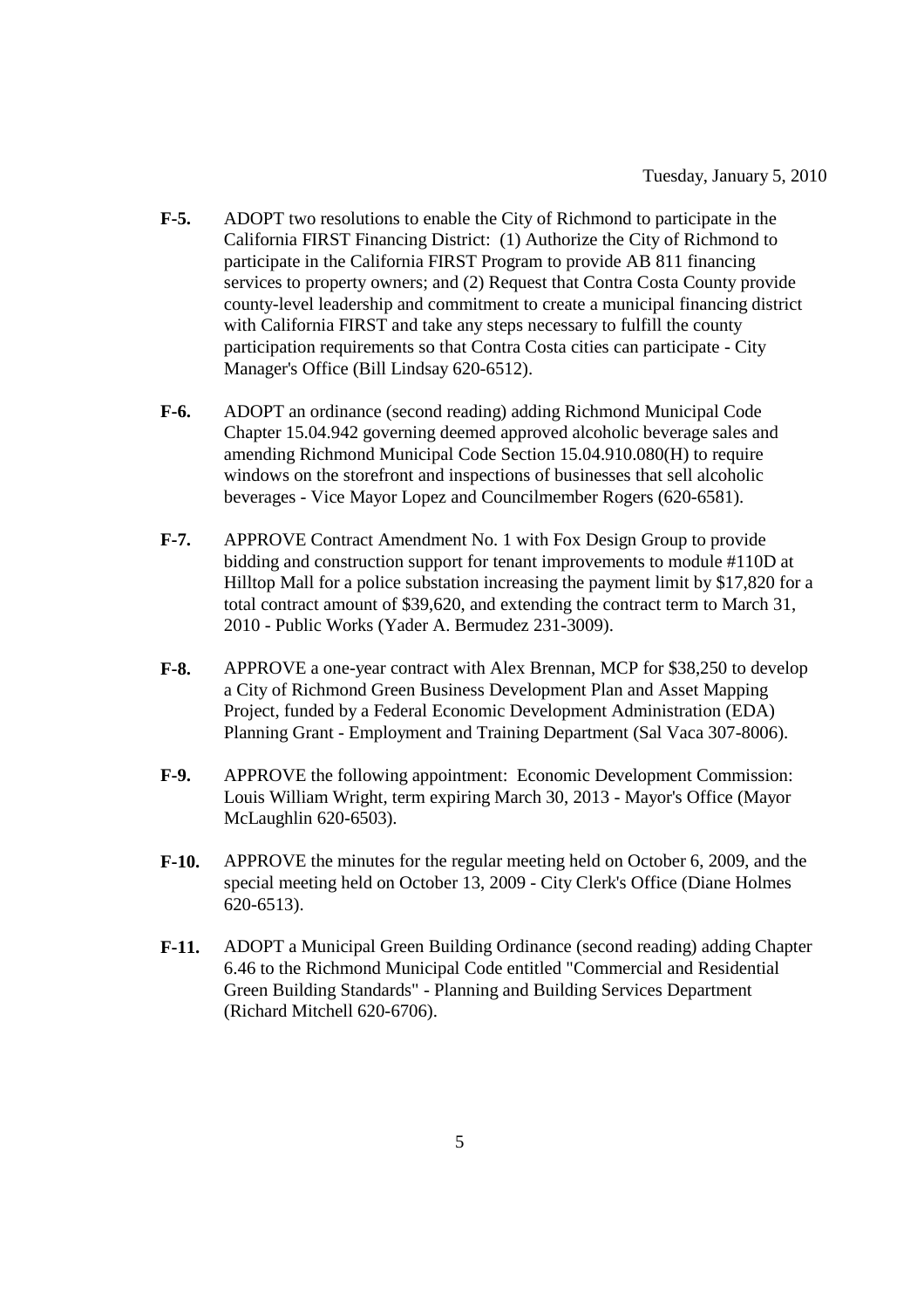**F-5.** ADOPT two resolutions to enable the City of Richmond to participate in the California FIRST Financing District: (1) Authorize the City of Richmond to participate in the California FIRST Program to provide AB 811 financing services to property owners; and (2) Request that Contra Costa County provide county-level leadership and commitment to create a municipal financing district with California FIRST and take any steps necessary to fulfill the county participation requirements so that Contra Costa cities can participate - City Manager's Office (Bill Lindsay 620-6512).

**F-6.** ADOPT an ordinance (second reading) adding Richmond Municipal Code Chapter 15.04.942 governing deemed approved alcoholic beverage sales and amending Richmond Municipal Code Section 15.04.910.080(H) to require windows on the storefront and inspections of businesses that sell alcoholic beverages - Vice Mayor Lopez and Councilmember Rogers (620-6581).

**F-7.** APPROVE Contract Amendment No. 1 with Fox Design Group to provide bidding and construction support for tenant improvements to module #110D at Hilltop Mall for a police substation increasing the payment limit by $17,820 for a total contract amount of $39,620, and extending the contract term to March 31, 2010 - Public Works (Yader A. Bermudez 231-3009).

**F-8.** APPROVE a one-year contract with Alex Brennan, MCP for $38,250 to develop a City of Richmond Green Business Development Plan and Asset Mapping Project, funded by a Federal Economic Development Administration (EDA) Planning Grant - Employment and Training Department (Sal Vaca 307-8006).

**F-9.** APPROVE the following appointment: Economic Development Commission: Louis William Wright, term expiring March 30, 2013 - Mayor's Office (Mayor McLaughlin 620-6503).

**F-10.** APPROVE the minutes for the regular meeting held on October 6, 2009, and the special meeting held on October 13, 2009 - City Clerk's Office (Diane Holmes 620-6513).

**F-11.** ADOPT a Municipal Green Building Ordinance (second reading) adding Chapter 6.46 to the Richmond Municipal Code entitled "Commercial and Residential Green Building Standards" - Planning and Building Services Department (Richard Mitchell 620-6706).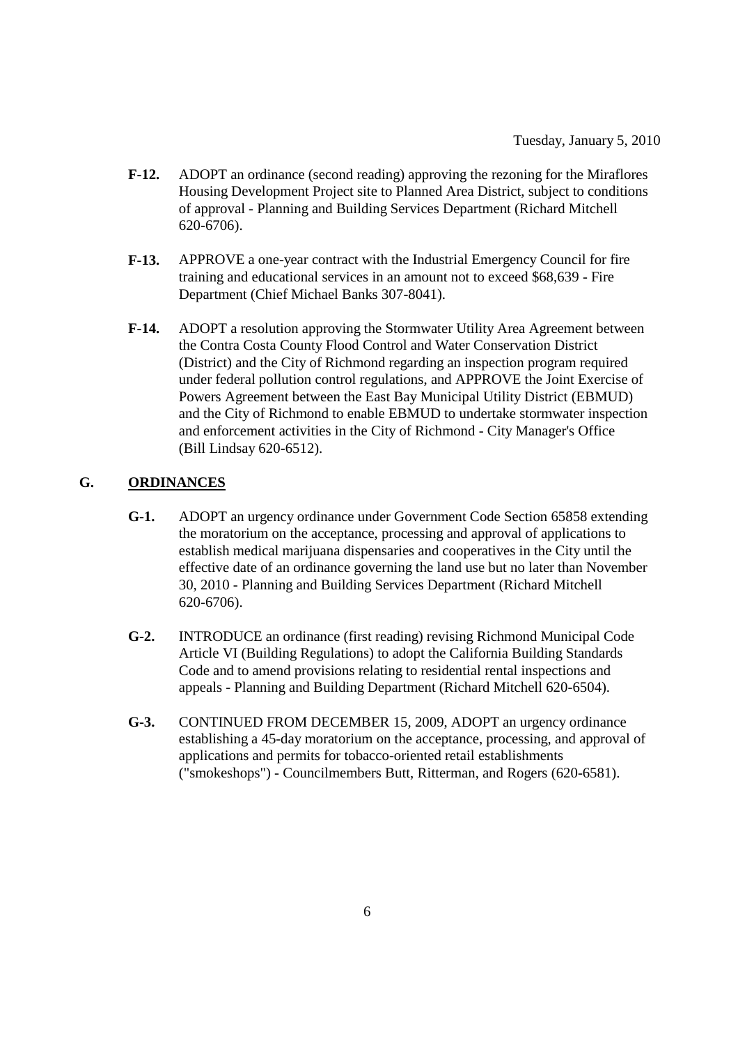- **F-12.** ADOPT an ordinance (second reading) approving the rezoning for the Miraflores Housing Development Project site to Planned Area District, subject to conditions of approval - Planning and Building Services Department (Richard Mitchell 620-6706).

- **F-13.** APPROVE a one-year contract with the Industrial Emergency Council for fire training and educational services in an amount not to exceed $68,639 - Fire Department (Chief Michael Banks 307-8041).

- **F-14.** ADOPT a resolution approving the Stormwater Utility Area Agreement between the Contra Costa County Flood Control and Water Conservation District (District) and the City of Richmond regarding an inspection program required under federal pollution control regulations, and APPROVE the Joint Exercise of Powers Agreement between the East Bay Municipal Utility District (EBMUD) and the City of Richmond to enable EBMUD to undertake stormwater inspection and enforcement activities in the City of Richmond - City Manager's Office (Bill Lindsay 620-6512).

## G. ORDINANCES

- **G-1.** ADOPT an urgency ordinance under Government Code Section 65858 extending the moratorium on the acceptance, processing and approval of applications to establish medical marijuana dispensaries and cooperatives in the City until the effective date of an ordinance governing the land use but no later than November 30, 2010 - Planning and Building Services Department (Richard Mitchell 620-6706).

- **G-2.** INTRODUCE an ordinance (first reading) revising Richmond Municipal Code Article VI (Building Regulations) to adopt the California Building Standards Code and to amend provisions relating to residential rental inspections and appeals - Planning and Building Department (Richard Mitchell 620-6504).

- **G-3.** CONTINUED FROM DECEMBER 15, 2009, ADOPT an urgency ordinance establishing a 45-day moratorium on the acceptance, processing, and approval of applications and permits for tobacco-oriented retail establishments ("smokeshops") - Councilmembers Butt, Ritterman, and Rogers (620-6581).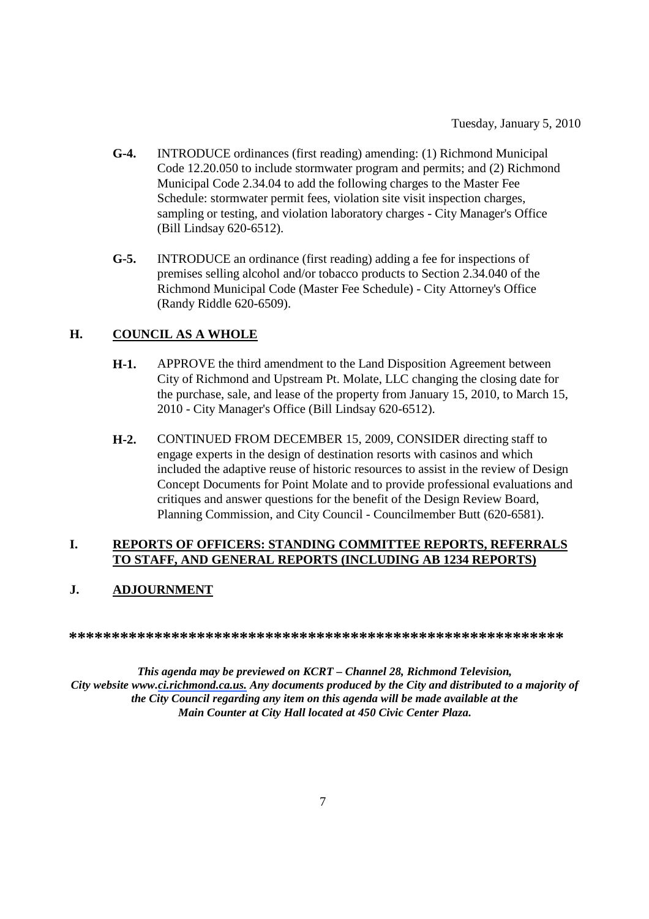- **G-4.** INTRODUCE ordinances (first reading) amending: (1) Richmond Municipal Code 12.20.050 to include stormwater program and permits; and (2) Richmond Municipal Code 2.34.04 to add the following charges to the Master Fee Schedule: stormwater permit fees, violation site visit inspection charges, sampling or testing, and violation laboratory charges - City Manager's Office (Bill Lindsay 620-6512).

- **G-5.** INTRODUCE an ordinance (first reading) adding a fee for inspections of premises selling alcohol and/or tobacco products to Section 2.34.040 of the Richmond Municipal Code (Master Fee Schedule) - City Attorney's Office (Randy Riddle 620-6509).

## H. COUNCIL AS A WHOLE

- **H-1.** APPROVE the third amendment to the Land Disposition Agreement between City of Richmond and Upstream Pt. Molate, LLC changing the closing date for the purchase, sale, and lease of the property from January 15, 2010, to March 15, 2010 - City Manager's Office (Bill Lindsay 620-6512).

- **H-2.** CONTINUED FROM DECEMBER 15, 2009, CONSIDER directing staff to engage experts in the design of destination resorts with casinos and which included the adaptive reuse of historic resources to assist in the review of Design Concept Documents for Point Molate and to provide professional evaluations and critiques and answer questions for the benefit of the Design Review Board, Planning Commission, and City Council - Councilmember Butt (620-6581).

## I. REPORTS OF OFFICERS: STANDING COMMITTEE REPORTS, REFERRALS TO STAFF, AND GENERAL REPORTS (INCLUDING AB 1234 REPORTS)

## J. ADJOURNMENT

**********************************************************

***This agenda may be previewed on KCRT – Channel 28, Richmond Television, City website www.ci.richmond.ca.us. Any documents produced by the City and distributed to a majority of the City Council regarding any item on this agenda will be made available at the Main Counter at City Hall located at 450 Civic Center Plaza.***